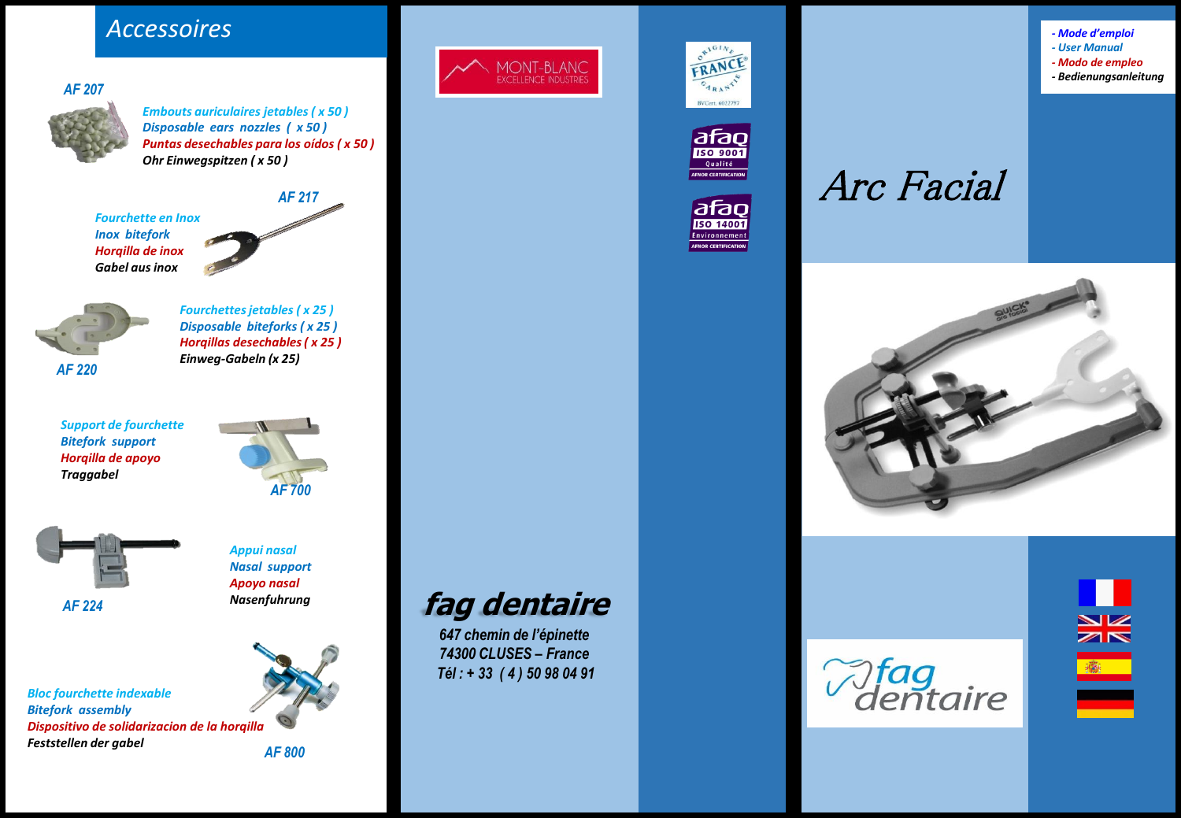## Accessoires

**AF 207**

*Embouts auriculaires jetables ( x 50 )*
*Disposable ears nozzles ( x 50 )*
*Puntas desechables para los oídos ( x 50 )*
*Ohr Einwegspitzen ( x 50 )*

**AF 217**

*Fourchette en Inox*
*Inox bitefork*
*Horqilla de inox*
*Gabel aus inox*

**AF 220**

*Fourchettes jetables ( x 25 )*
*Disposable biteforks ( x 25 )*
*Horqillas desechables ( x 25 )*
*Einweg-Gabeln (x 25)*

**AF 700**

*Support de fourchette*
*Bitefork support*
*Horqilla de apoyo*
*Traggabel*

**AF 224**

*Appui nasal*
*Nasal support*
*Apoyo nasal*
*Nasenfuhrung*

**AF 800**

*Bloc fourchette indexable*
*Bitefork assembly*
*Dispositivo de solidarizacion de la horqilla*
*Feststellen der gabel*

---

MONT-BLANC EXCELLENCE INDUSTRIES

ORIGINE FRANCE GARANTIE — BVCert. 6022797

afaq ISO 9001 Qualité — AFNOR CERTIFICATION

afaq ISO 14001 Environnement — AFNOR CERTIFICATION

**fag dentaire**

647 chemin de l'épinette
74300 CLUSES – France
Tél : + 33 ( 4 ) 50 98 04 91

---

- *Mode d'emploi*
- *User Manual*
- *Modo de empleo*
- *Bedienungsanleitung*

# Arc Facial

fag dentaire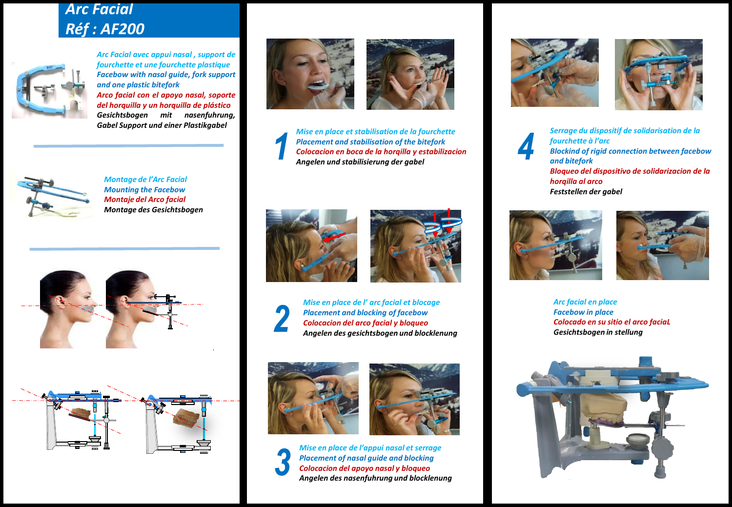# Arc Facial
# Réf : AF200

*Arc Facial avec appui nasal , support de fourchette et une fourchette plastique*
*Facebow with nasal guide, fork support and one plastic bitefork*
*Arco facial con el apoyo nasal, soporte del horquilla y un horquilla de plástico*
*Gesichtsbogen mit nasenfuhrung, Gabel Support und einer Plastikgabel*

*Montage de l'Arc Facial*
*Mounting the Facebow*
*Montaje del Arco facial*
*Montage des Gesichtsbogen*

**1**

*Mise en place et stabilisation de la fourchette*
*Placement and stabilisation of the bitefork*
*Colocacion en boca de la horqilla y estabilizacion*
*Angelen und stabilisierung der gabel*

**2**

*Mise en place de l' arc facial et blocage*
*Placement and blocking of facebow*
*Colocacion del arco facial y bloqueo*
*Angelen des gesichtsbogen und blocklenung*

**3**

*Mise en place de l'appui nasal et serrage*
*Placement of nasal guide and blocking*
*Colocacion del apoyo nasal y bloqueo*
*Angelen des nasenfuhrung und blocklenung*

**4**

*Serrage du dispositif de solidarisation de la fourchette à l'arc*
*Blockind of rigid connection between facebow and bitefork*
*Bloqueo del dispositivo de solidarizacion de la horqilla al arco*
*Feststellen der gabel*

*Arc facial en place*
*Facebow in place*
*Colocado en su sitio el arco faciaL*
*Gesichtsbogen in stellung*